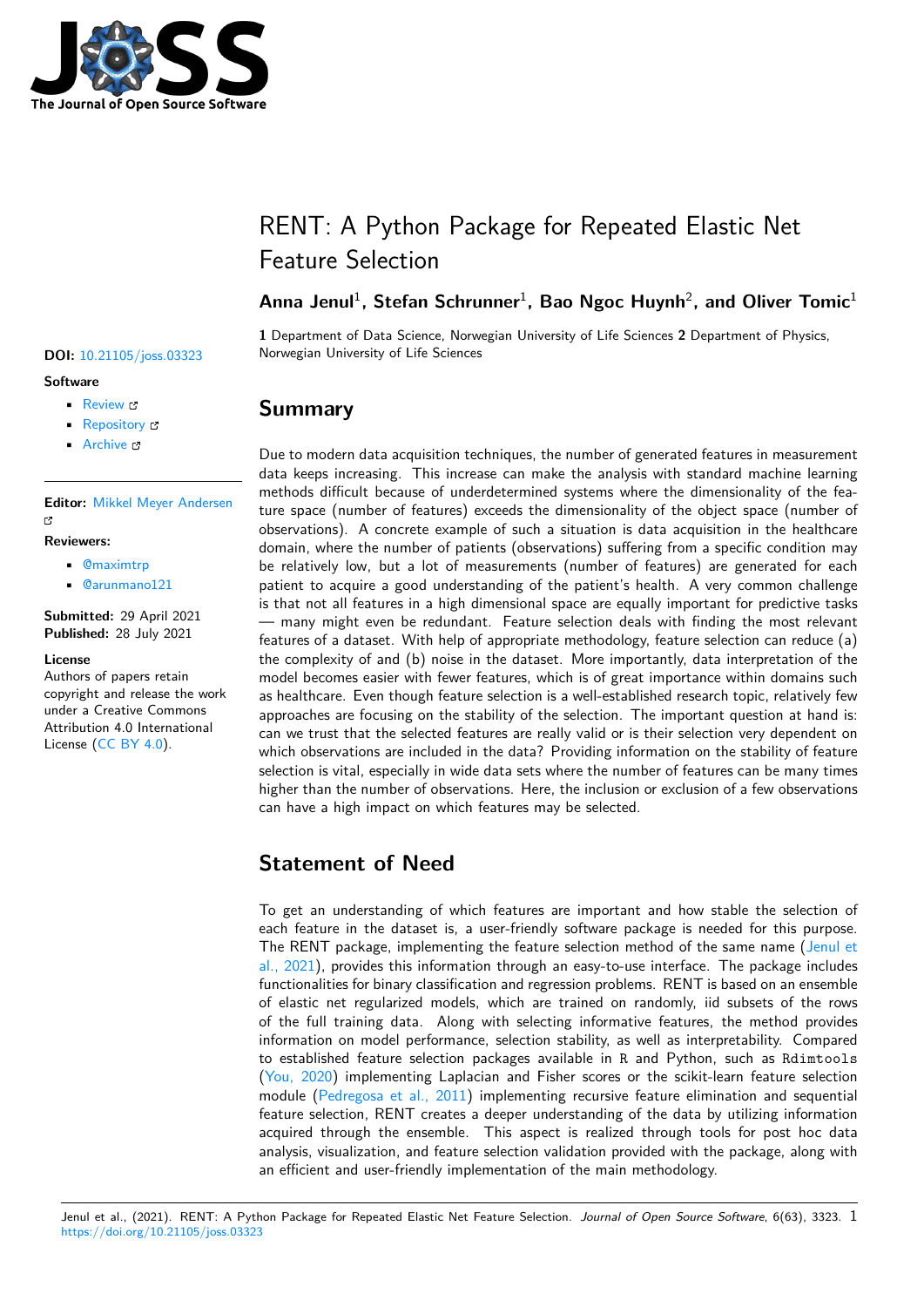# RENT: A Python Package for Repeated Elastic Net Feature Selection

**Anna Jenul**[1], **Stefan Schrunner**[1], **Bao Ngoc Huynh**[2], **and Oliver Tomic**[1]

**1** Department of Data Science, Norwegian University of Life Sciences **2** Department of Physics, Norwegian University of Life Sciences

**DOI:** 10.21105/joss.03323

**Software**

- Review
- Repository
- Archive

**Editor:** Mikkel Meyer Andersen

**Reviewers:**

- @maximtrp
- @arunmano121

**Submitted:** 29 April 2021
**Published:** 28 July 2021

**License**
Authors of papers retain copyright and release the work under a Creative Commons Attribution 4.0 International License (CC BY 4.0).

## Summary

Due to modern data acquisition techniques, the number of generated features in measurement data keeps increasing. This increase can make the analysis with standard machine learning methods difficult because of underdetermined systems where the dimensionality of the feature space (number of features) exceeds the dimensionality of the object space (number of observations). A concrete example of such a situation is data acquisition in the healthcare domain, where the number of patients (observations) suffering from a specific condition may be relatively low, but a lot of measurements (number of features) are generated for each patient to acquire a good understanding of the patient's health. A very common challenge is that not all features in a high dimensional space are equally important for predictive tasks — many might even be redundant. Feature selection deals with finding the most relevant features of a dataset. With help of appropriate methodology, feature selection can reduce (a) the complexity of and (b) noise in the dataset. More importantly, data interpretation of the model becomes easier with fewer features, which is of great importance within domains such as healthcare. Even though feature selection is a well-established research topic, relatively few approaches are focusing on the stability of the selection. The important question at hand is: can we trust that the selected features are really valid or is their selection very dependent on which observations are included in the data? Providing information on the stability of feature selection is vital, especially in wide data sets where the number of features can be many times higher than the number of observations. Here, the inclusion or exclusion of a few observations can have a high impact on which features may be selected.

## Statement of Need

To get an understanding of which features are important and how stable the selection of each feature in the dataset is, a user-friendly software package is needed for this purpose. The RENT package, implementing the feature selection method of the same name (Jenul et al., 2021), provides this information through an easy-to-use interface. The package includes functionalities for binary classification and regression problems. RENT is based on an ensemble of elastic net regularized models, which are trained on randomly, iid subsets of the rows of the full training data. Along with selecting informative features, the method provides information on model performance, selection stability, as well as interpretability. Compared to established feature selection packages available in R and Python, such as Rdimtools (You, 2020) implementing Laplacian and Fisher scores or the scikit-learn feature selection module (Pedregosa et al., 2011) implementing recursive feature elimination and sequential feature selection, RENT creates a deeper understanding of the data by utilizing information acquired through the ensemble. This aspect is realized through tools for post hoc data analysis, visualization, and feature selection validation provided with the package, along with an efficient and user-friendly implementation of the main methodology.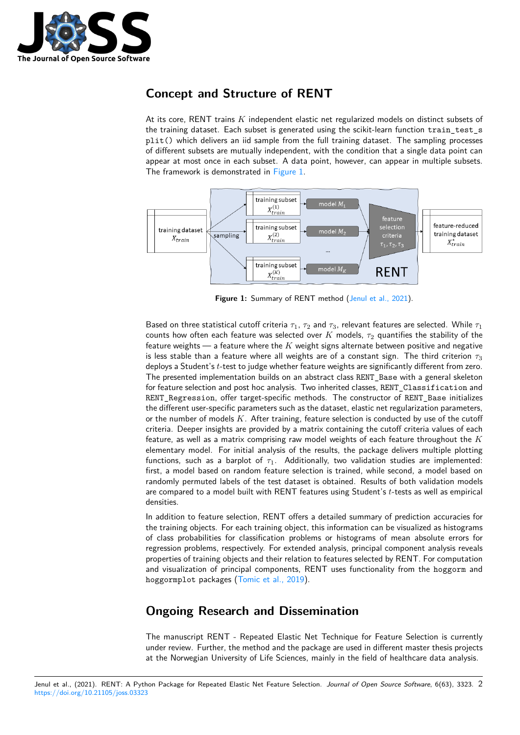## Concept and Structure of RENT

At its core, RENT trains $K$ independent elastic net regularized models on distinct subsets of the training dataset. Each subset is generated using the scikit-learn function `train_test_split()` which delivers an iid sample from the full training dataset. The sampling processes of different subsets are mutually independent, with the condition that a single data point can appear at most once in each subset. A data point, however, can appear in multiple subsets. The framework is demonstrated in Figure 1.

**Figure 1:** Summary of RENT method (Jenul et al., 2021).

Based on three statistical cutoff criteria $\tau_1$, $\tau_2$ and $\tau_3$, relevant features are selected. While $\tau_1$ counts how often each feature was selected over $K$ models, $\tau_2$ quantifies the stability of the feature weights — a feature where the $K$ weight signs alternate between positive and negative is less stable than a feature where all weights are of a constant sign. The third criterion $\tau_3$ deploys a Student's $t$-test to judge whether feature weights are significantly different from zero. The presented implementation builds on an abstract class `RENT_Base` with a general skeleton for feature selection and post hoc analysis. Two inherited classes, `RENT_Classification` and `RENT_Regression`, offer target-specific methods. The constructor of `RENT_Base` initializes the different user-specific parameters such as the dataset, elastic net regularization parameters, or the number of models $K$. After training, feature selection is conducted by use of the cutoff criteria. Deeper insights are provided by a matrix containing the cutoff criteria values of each feature, as well as a matrix comprising raw model weights of each feature throughout the $K$ elementary model. For initial analysis of the results, the package delivers multiple plotting functions, such as a barplot of $\tau_1$. Additionally, two validation studies are implemented: first, a model based on random feature selection is trained, while second, a model based on randomly permuted labels of the test dataset is obtained. Results of both validation models are compared to a model built with RENT features using Student's $t$-tests as well as empirical densities.

In addition to feature selection, RENT offers a detailed summary of prediction accuracies for the training objects. For each training object, this information can be visualized as histograms of class probabilities for classification problems or histograms of mean absolute errors for regression problems, respectively. For extended analysis, principal component analysis reveals properties of training objects and their relation to features selected by RENT. For computation and visualization of principal components, RENT uses functionality from the `hoggorm` and `hoggormplot` packages (Tomic et al., 2019).

## Ongoing Research and Dissemination

The manuscript RENT - Repeated Elastic Net Technique for Feature Selection is currently under review. Further, the method and the package are used in different master thesis projects at the Norwegian University of Life Sciences, mainly in the field of healthcare data analysis.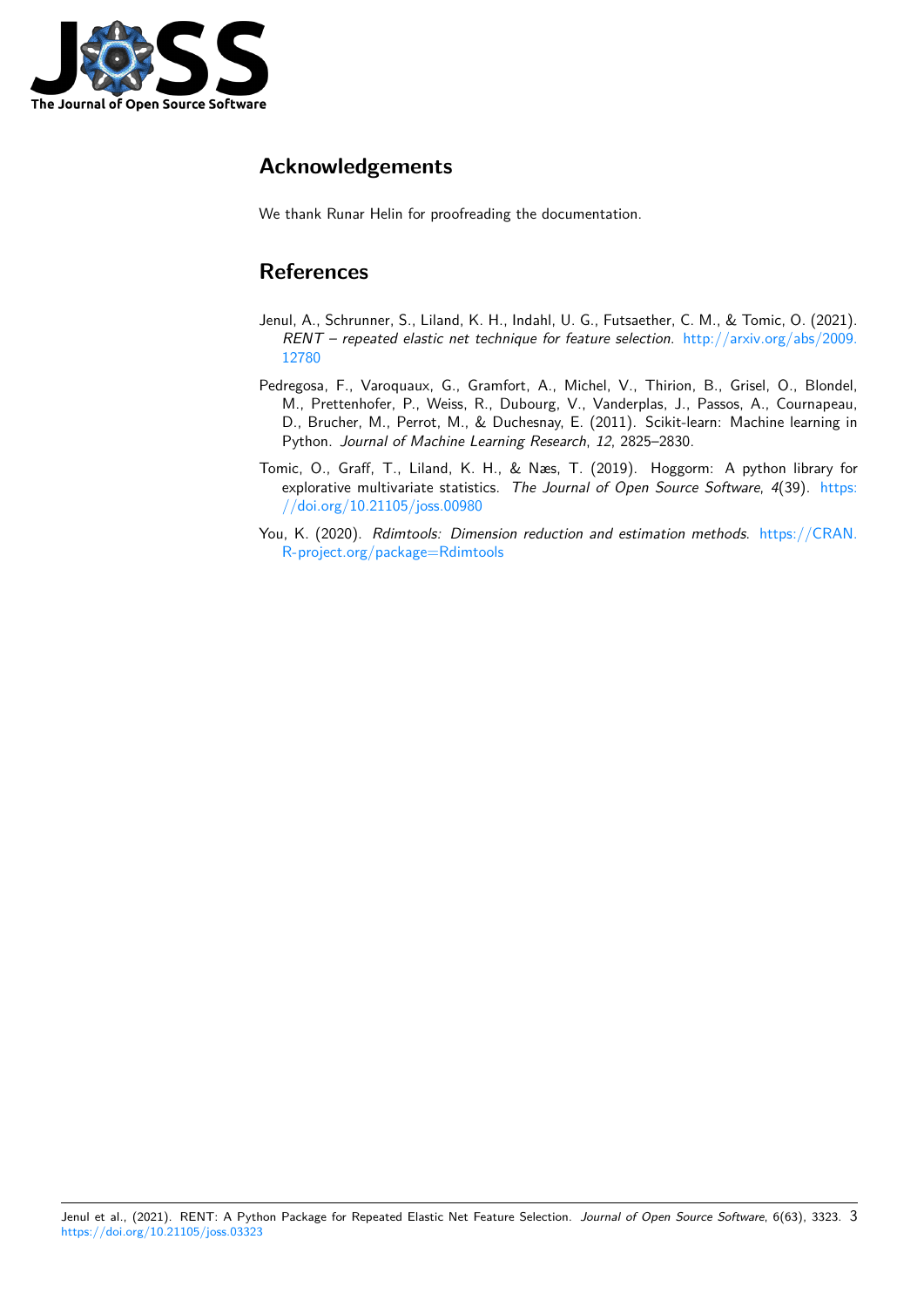## Acknowledgements

We thank Runar Helin for proofreading the documentation.

## References

Jenul, A., Schrunner, S., Liland, K. H., Indahl, U. G., Futsaether, C. M., & Tomic, O. (2021). *RENT – repeated elastic net technique for feature selection*. http://arxiv.org/abs/2009.12780

Pedregosa, F., Varoquaux, G., Gramfort, A., Michel, V., Thirion, B., Grisel, O., Blondel, M., Prettenhofer, P., Weiss, R., Dubourg, V., Vanderplas, J., Passos, A., Cournapeau, D., Brucher, M., Perrot, M., & Duchesnay, E. (2011). Scikit-learn: Machine learning in Python. *Journal of Machine Learning Research*, *12*, 2825–2830.

Tomic, O., Graff, T., Liland, K. H., & Næs, T. (2019). Hoggorm: A python library for explorative multivariate statistics. *The Journal of Open Source Software*, *4*(39). https://doi.org/10.21105/joss.00980

You, K. (2020). *Rdimtools: Dimension reduction and estimation methods*. https://CRAN.R-project.org/package=Rdimtools